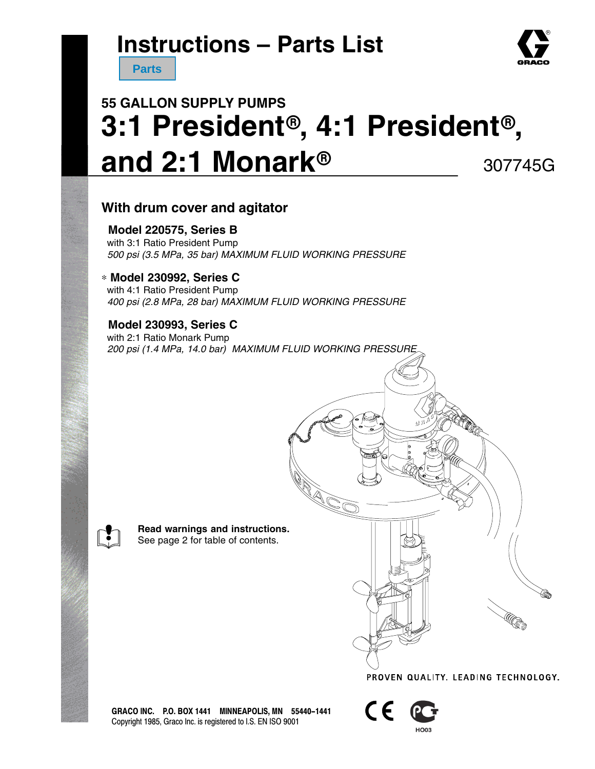# Instructions – Parts List

Parts

## 55 GALLON SUPPLY PUMPS

# 3:1 President®, 4:1 President®, and 2:1 Monark®

307745G

### With drum cover and agitator

**Model 220575, Series B**
with 3:1 Ratio President Pump
*500 psi (3.5 MPa, 35 bar) MAXIMUM FLUID WORKING PRESSURE*

∗ **Model 230992, Series C**
with 4:1 Ratio President Pump
*400 psi (2.8 MPa, 28 bar) MAXIMUM FLUID WORKING PRESSURE*

**Model 230993, Series C**
with 2:1 Ratio Monark Pump
*200 psi (1.4 MPa, 14.0 bar) MAXIMUM FLUID WORKING PRESSURE*

**Read warnings and instructions.**
See page 2 for table of contents.

PROVEN QUALITY. LEADING TECHNOLOGY.

**GRACO INC. P.O. BOX 1441 MINNEAPOLIS, MN 55440–1441**
Copyright 1985, Graco Inc. is registered to I.S. EN ISO 9001

HO03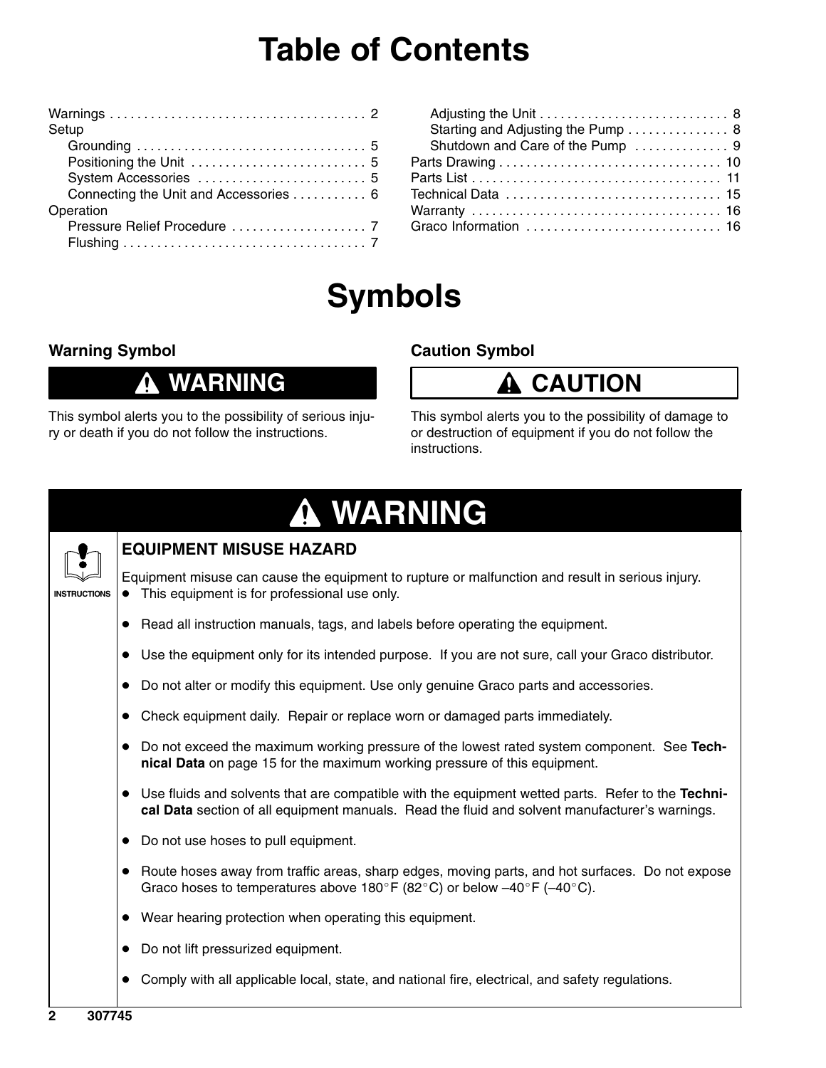# Table of Contents

Warnings . . . . . . . . . . . . . . . . . . . . . . . . . . . . . . . . . . . . . 2
Setup
  Grounding . . . . . . . . . . . . . . . . . . . . . . . . . . . . . . . . . 5
  Positioning the Unit . . . . . . . . . . . . . . . . . . . . . . . . . . 5
  System Accessories . . . . . . . . . . . . . . . . . . . . . . . . . 5
  Connecting the Unit and Accessories . . . . . . . . . . . 6
Operation
  Pressure Relief Procedure . . . . . . . . . . . . . . . . . . . 7
  Flushing . . . . . . . . . . . . . . . . . . . . . . . . . . . . . . . . . . . 7
  Adjusting the Unit . . . . . . . . . . . . . . . . . . . . . . . . . . . 8
  Starting and Adjusting the Pump . . . . . . . . . . . . . . 8
  Shutdown and Care of the Pump . . . . . . . . . . . . . 9
Parts Drawing . . . . . . . . . . . . . . . . . . . . . . . . . . . . . . . . 10
Parts List . . . . . . . . . . . . . . . . . . . . . . . . . . . . . . . . . . . 11
Technical Data . . . . . . . . . . . . . . . . . . . . . . . . . . . . . . . 15
Warranty . . . . . . . . . . . . . . . . . . . . . . . . . . . . . . . . . . . 16
Graco Information . . . . . . . . . . . . . . . . . . . . . . . . . . . . 16

# Symbols

## Warning Symbol

**⚠ WARNING**

This symbol alerts you to the possibility of serious injury or death if you do not follow the instructions.

## Caution Symbol

**⚠ CAUTION**

This symbol alerts you to the possibility of damage to or destruction of equipment if you do not follow the instructions.

# ⚠ WARNING

INSTRUCTIONS

### EQUIPMENT MISUSE HAZARD

Equipment misuse can cause the equipment to rupture or malfunction and result in serious injury.

- This equipment is for professional use only.
- Read all instruction manuals, tags, and labels before operating the equipment.
- Use the equipment only for its intended purpose. If you are not sure, call your Graco distributor.
- Do not alter or modify this equipment. Use only genuine Graco parts and accessories.
- Check equipment daily. Repair or replace worn or damaged parts immediately.
- Do not exceed the maximum working pressure of the lowest rated system component. See **Technical Data** on page 15 for the maximum working pressure of this equipment.
- Use fluids and solvents that are compatible with the equipment wetted parts. Refer to the **Technical Data** section of all equipment manuals. Read the fluid and solvent manufacturer's warnings.
- Do not use hoses to pull equipment.
- Route hoses away from traffic areas, sharp edges, moving parts, and hot surfaces. Do not expose Graco hoses to temperatures above 180°F (82°C) or below –40°F (–40°C).
- Wear hearing protection when operating this equipment.
- Do not lift pressurized equipment.
- Comply with all applicable local, state, and national fire, electrical, and safety regulations.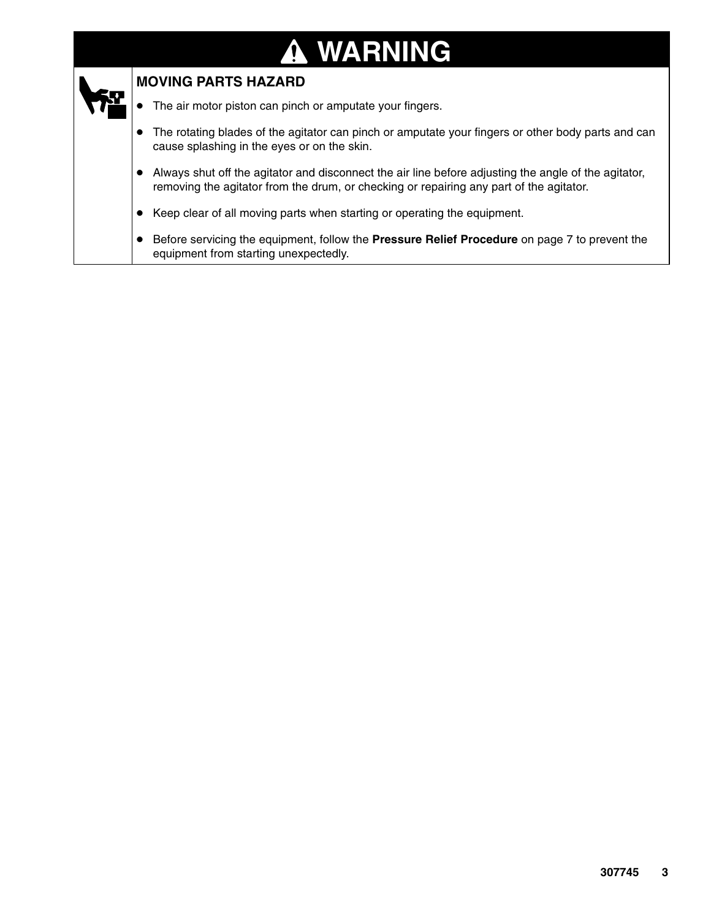## ⚠ WARNING

### MOVING PARTS HAZARD

- The air motor piston can pinch or amputate your fingers.
- The rotating blades of the agitator can pinch or amputate your fingers or other body parts and can cause splashing in the eyes or on the skin.
- Always shut off the agitator and disconnect the air line before adjusting the angle of the agitator, removing the agitator from the drum, or checking or repairing any part of the agitator.
- Keep clear of all moving parts when starting or operating the equipment.
- Before servicing the equipment, follow the **Pressure Relief Procedure** on page 7 to prevent the equipment from starting unexpectedly.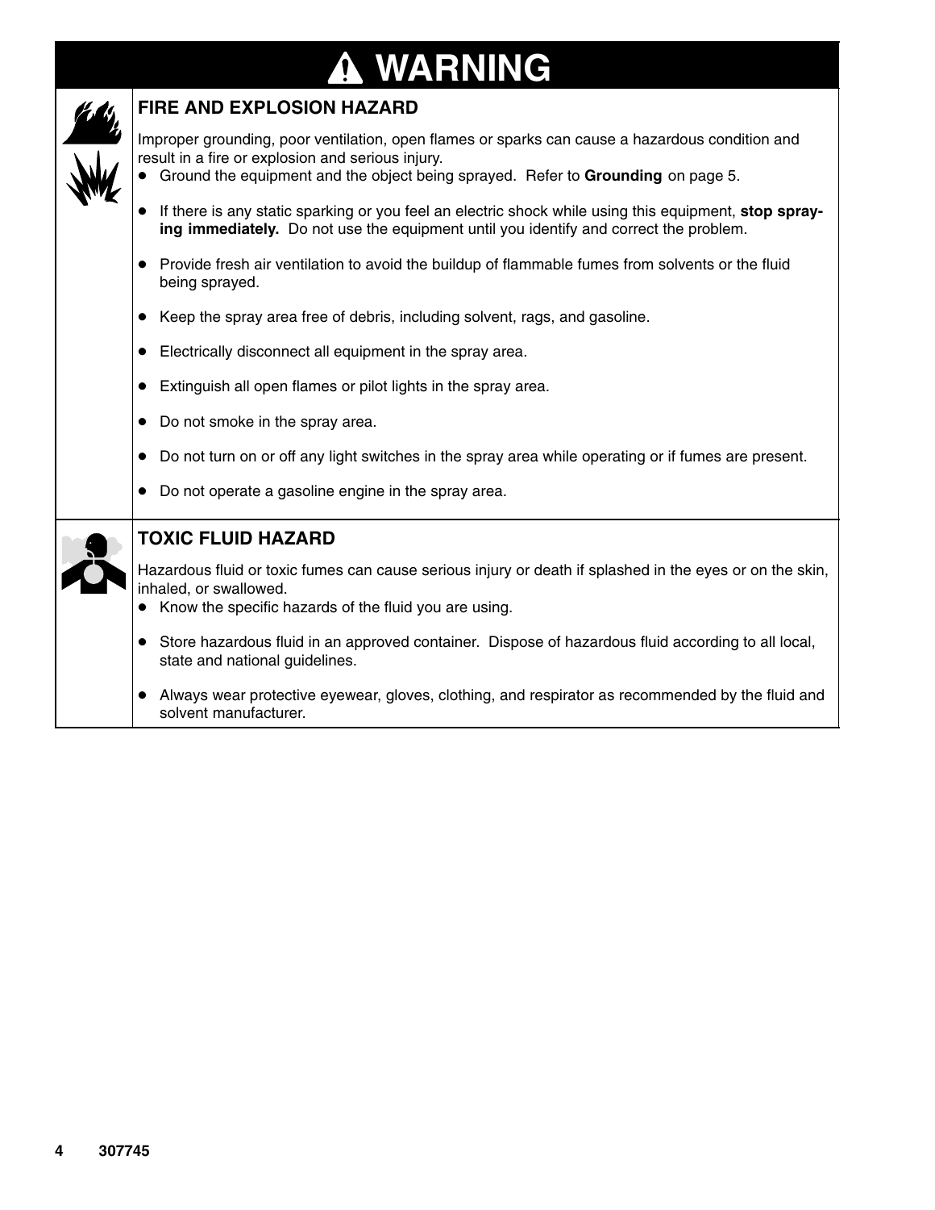# ⚠ WARNING

## FIRE AND EXPLOSION HAZARD

Improper grounding, poor ventilation, open flames or sparks can cause a hazardous condition and result in a fire or explosion and serious injury.

- Ground the equipment and the object being sprayed. Refer to **Grounding** on page 5.
- If there is any static sparking or you feel an electric shock while using this equipment, **stop spraying immediately.** Do not use the equipment until you identify and correct the problem.
- Provide fresh air ventilation to avoid the buildup of flammable fumes from solvents or the fluid being sprayed.
- Keep the spray area free of debris, including solvent, rags, and gasoline.
- Electrically disconnect all equipment in the spray area.
- Extinguish all open flames or pilot lights in the spray area.
- Do not smoke in the spray area.
- Do not turn on or off any light switches in the spray area while operating or if fumes are present.
- Do not operate a gasoline engine in the spray area.

## TOXIC FLUID HAZARD

Hazardous fluid or toxic fumes can cause serious injury or death if splashed in the eyes or on the skin, inhaled, or swallowed.

- Know the specific hazards of the fluid you are using.
- Store hazardous fluid in an approved container. Dispose of hazardous fluid according to all local, state and national guidelines.
- Always wear protective eyewear, gloves, clothing, and respirator as recommended by the fluid and solvent manufacturer.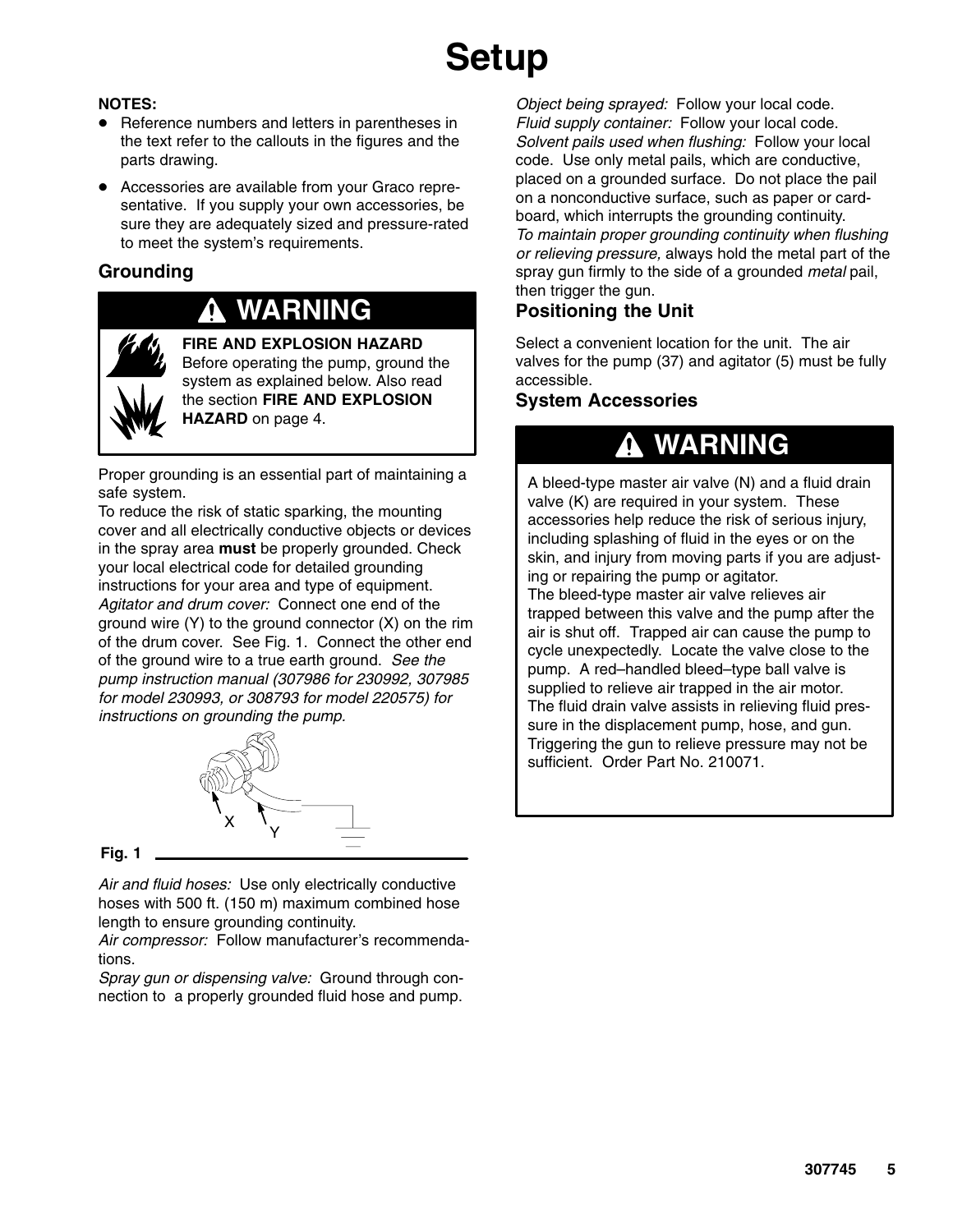# Setup

**NOTES:**

- Reference numbers and letters in parentheses in the text refer to the callouts in the figures and the parts drawing.
- Accessories are available from your Graco representative. If you supply your own accessories, be sure they are adequately sized and pressure-rated to meet the system's requirements.

## Grounding

**⚠ WARNING**

**FIRE AND EXPLOSION HAZARD**
Before operating the pump, ground the system as explained below. Also read the section **FIRE AND EXPLOSION HAZARD** on page 4.

Proper grounding is an essential part of maintaining a safe system.

To reduce the risk of static sparking, the mounting cover and all electrically conductive objects or devices in the spray area **must** be properly grounded. Check your local electrical code for detailed grounding instructions for your area and type of equipment.

*Agitator and drum cover:* Connect one end of the ground wire (Y) to the ground connector (X) on the rim of the drum cover. See Fig. 1. Connect the other end of the ground wire to a true earth ground. *See the pump instruction manual (307986 for 230992, 307985 for model 230993, or 308793 for model 220575) for instructions on grounding the pump.*

Fig. 1

*Air and fluid hoses:* Use only electrically conductive hoses with 500 ft. (150 m) maximum combined hose length to ensure grounding continuity.

*Air compressor:* Follow manufacturer's recommendations.

*Spray gun or dispensing valve:* Ground through connection to a properly grounded fluid hose and pump.

*Object being sprayed:* Follow your local code.

*Fluid supply container:* Follow your local code.

*Solvent pails used when flushing:* Follow your local code. Use only metal pails, which are conductive, placed on a grounded surface. Do not place the pail on a nonconductive surface, such as paper or cardboard, which interrupts the grounding continuity.

*To maintain proper grounding continuity when flushing or relieving pressure,* always hold the metal part of the spray gun firmly to the side of a grounded *metal* pail, then trigger the gun.

## Positioning the Unit

Select a convenient location for the unit. The air valves for the pump (37) and agitator (5) must be fully accessible.

## System Accessories

**⚠ WARNING**

A bleed-type master air valve (N) and a fluid drain valve (K) are required in your system. These accessories help reduce the risk of serious injury, including splashing of fluid in the eyes or on the skin, and injury from moving parts if you are adjusting or repairing the pump or agitator.

The bleed-type master air valve relieves air trapped between this valve and the pump after the air is shut off. Trapped air can cause the pump to cycle unexpectedly. Locate the valve close to the pump. A red–handled bleed–type ball valve is supplied to relieve air trapped in the air motor.

The fluid drain valve assists in relieving fluid pressure in the displacement pump, hose, and gun. Triggering the gun to relieve pressure may not be sufficient. Order Part No. 210071.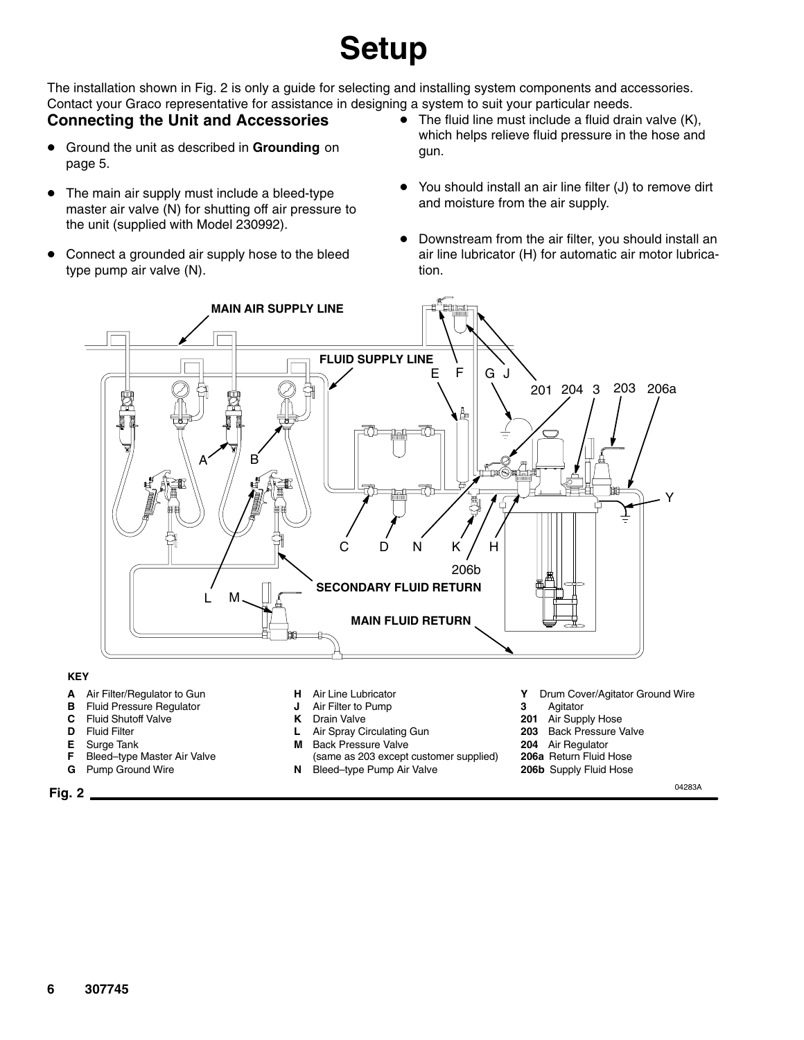# Setup

The installation shown in Fig. 2 is only a guide for selecting and installing system components and accessories. Contact your Graco representative for assistance in designing a system to suit your particular needs.

## Connecting the Unit and Accessories

- Ground the unit as described in **Grounding** on page 5.
- The main air supply must include a bleed-type master air valve (N) for shutting off air pressure to the unit (supplied with Model 230992).
- Connect a grounded air supply hose to the bleed type pump air valve (N).
- The fluid line must include a fluid drain valve (K), which helps relieve fluid pressure in the hose and gun.
- You should install an air line filter (J) to remove dirt and moisture from the air supply.
- Downstream from the air filter, you should install an air line lubricator (H) for automatic air motor lubrication.

**KEY**

- **A** Air Filter/Regulator to Gun
- **B** Fluid Pressure Regulator
- **C** Fluid Shutoff Valve
- **D** Fluid Filter
- **E** Surge Tank
- **F** Bleed–type Master Air Valve
- **G** Pump Ground Wire
- **H** Air Line Lubricator
- **J** Air Filter to Pump
- **K** Drain Valve
- **L** Air Spray Circulating Gun
- **M** Back Pressure Valve (same as 203 except customer supplied)
- **N** Bleed–type Pump Air Valve
- **Y** Drum Cover/Agitator Ground Wire
- **3** Agitator
- **201** Air Supply Hose
- **203** Back Pressure Valve
- **204** Air Regulator
- **206a** Return Fluid Hose
- **206b** Supply Fluid Hose

Fig. 2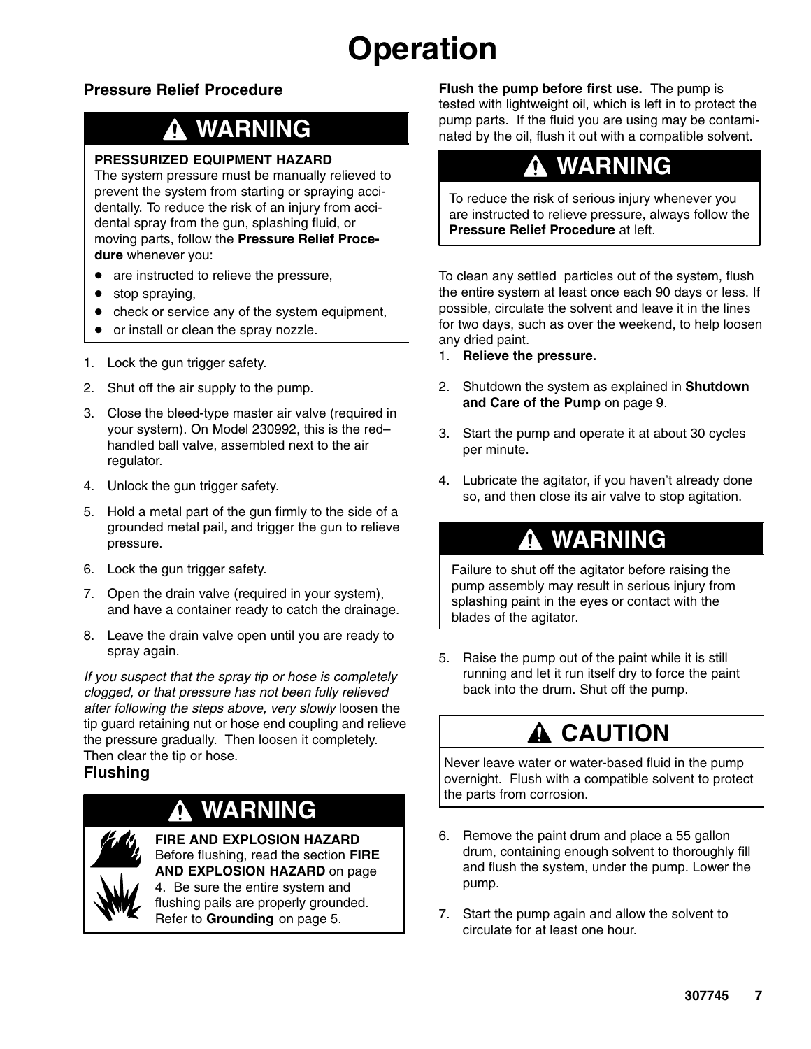# Operation

## Pressure Relief Procedure

> **⚠ WARNING**
>
> **PRESSURIZED EQUIPMENT HAZARD**
> The system pressure must be manually relieved to prevent the system from starting or spraying accidentally. To reduce the risk of an injury from accidental spray from the gun, splashing fluid, or moving parts, follow the **Pressure Relief Procedure** whenever you:
>
> - are instructed to relieve the pressure,
> - stop spraying,
> - check or service any of the system equipment,
> - or install or clean the spray nozzle.

1. Lock the gun trigger safety.
2. Shut off the air supply to the pump.
3. Close the bleed-type master air valve (required in your system). On Model 230992, this is the red–handled ball valve, assembled next to the air regulator.
4. Unlock the gun trigger safety.
5. Hold a metal part of the gun firmly to the side of a grounded metal pail, and trigger the gun to relieve pressure.
6. Lock the gun trigger safety.
7. Open the drain valve (required in your system), and have a container ready to catch the drainage.
8. Leave the drain valve open until you are ready to spray again.

*If you suspect that the spray tip or hose is completely clogged, or that pressure has not been fully relieved after following the steps above, very slowly* loosen the tip guard retaining nut or hose end coupling and relieve the pressure gradually. Then loosen it completely. Then clear the tip or hose.

## Flushing

> **⚠ WARNING**
>
> **FIRE AND EXPLOSION HAZARD**
> Before flushing, read the section **FIRE AND EXPLOSION HAZARD** on page 4. Be sure the entire system and flushing pails are properly grounded. Refer to **Grounding** on page 5.

**Flush the pump before first use.** The pump is tested with lightweight oil, which is left in to protect the pump parts. If the fluid you are using may be contaminated by the oil, flush it out with a compatible solvent.

> **⚠ WARNING**
>
> To reduce the risk of serious injury whenever you are instructed to relieve pressure, always follow the **Pressure Relief Procedure** at left.

To clean any settled particles out of the system, flush the entire system at least once each 90 days or less. If possible, circulate the solvent and leave it in the lines for two days, such as over the weekend, to help loosen any dried paint.

1. **Relieve the pressure.**
2. Shutdown the system as explained in **Shutdown and Care of the Pump** on page 9.
3. Start the pump and operate it at about 30 cycles per minute.
4. Lubricate the agitator, if you haven't already done so, and then close its air valve to stop agitation.

> **⚠ WARNING**
>
> Failure to shut off the agitator before raising the pump assembly may result in serious injury from splashing paint in the eyes or contact with the blades of the agitator.

5. Raise the pump out of the paint while it is still running and let it run itself dry to force the paint back into the drum. Shut off the pump.

> **⚠ CAUTION**
>
> Never leave water or water-based fluid in the pump overnight. Flush with a compatible solvent to protect the parts from corrosion.

6. Remove the paint drum and place a 55 gallon drum, containing enough solvent to thoroughly fill and flush the system, under the pump. Lower the pump.
7. Start the pump again and allow the solvent to circulate for at least one hour.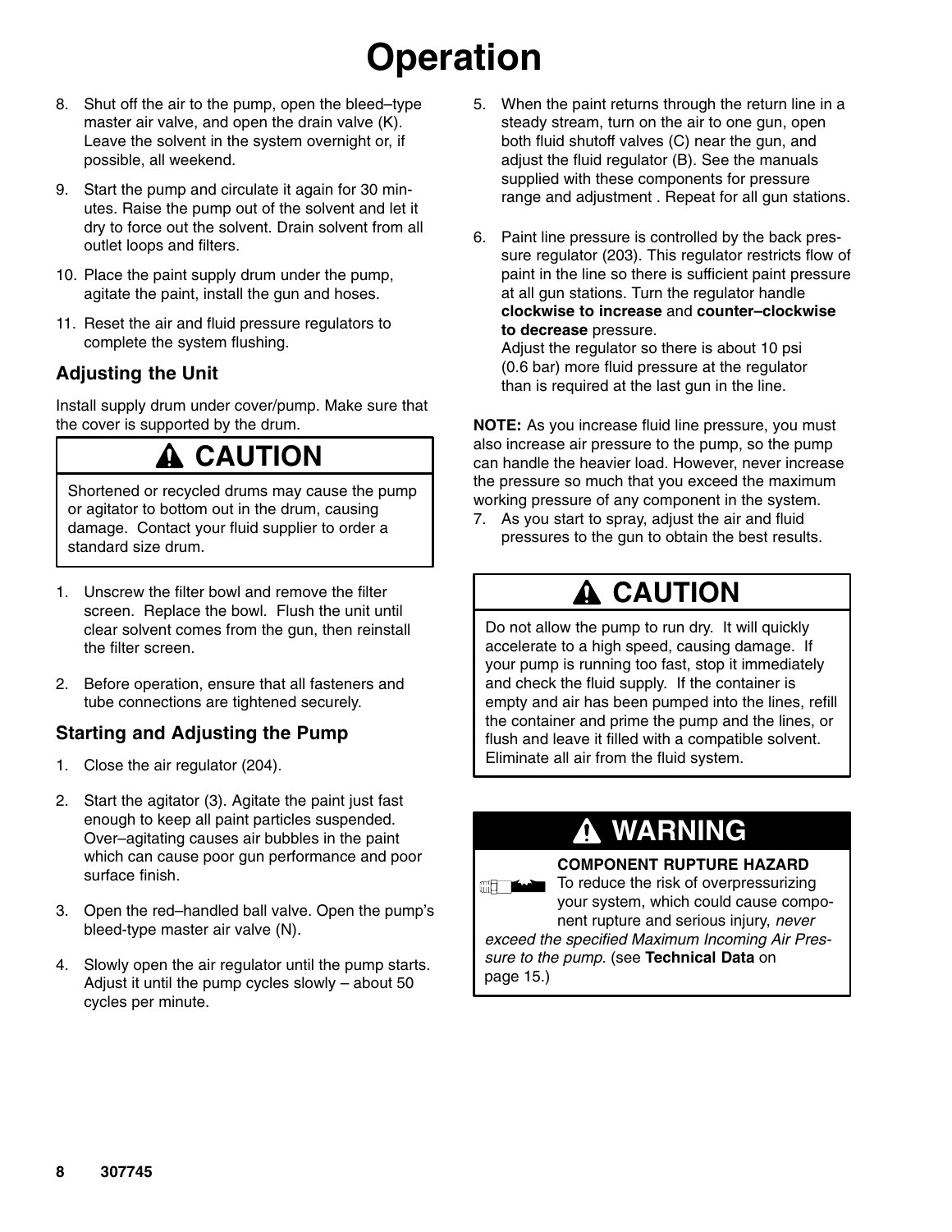# Operation

8. Shut off the air to the pump, open the bleed–type master air valve, and open the drain valve (K). Leave the solvent in the system overnight or, if possible, all weekend.
9. Start the pump and circulate it again for 30 minutes. Raise the pump out of the solvent and let it dry to force out the solvent. Drain solvent from all outlet loops and filters.
10. Place the paint supply drum under the pump, agitate the paint, install the gun and hoses.
11. Reset the air and fluid pressure regulators to complete the system flushing.

### Adjusting the Unit

Install supply drum under cover/pump. Make sure that the cover is supported by the drum.

> **⚠ CAUTION**
>
> Shortened or recycled drums may cause the pump or agitator to bottom out in the drum, causing damage. Contact your fluid supplier to order a standard size drum.

1. Unscrew the filter bowl and remove the filter screen. Replace the bowl. Flush the unit until clear solvent comes from the gun, then reinstall the filter screen.
2. Before operation, ensure that all fasteners and tube connections are tightened securely.

### Starting and Adjusting the Pump

1. Close the air regulator (204).
2. Start the agitator (3). Agitate the paint just fast enough to keep all paint particles suspended. Over–agitating causes air bubbles in the paint which can cause poor gun performance and poor surface finish.
3. Open the red–handled ball valve. Open the pump's bleed-type master air valve (N).
4. Slowly open the air regulator until the pump starts. Adjust it until the pump cycles slowly – about 50 cycles per minute.
5. When the paint returns through the return line in a steady stream, turn on the air to one gun, open both fluid shutoff valves (C) near the gun, and adjust the fluid regulator (B). See the manuals supplied with these components for pressure range and adjustment . Repeat for all gun stations.
6. Paint line pressure is controlled by the back pressure regulator (203). This regulator restricts flow of paint in the line so there is sufficient paint pressure at all gun stations. Turn the regulator handle **clockwise to increase** and **counter–clockwise to decrease** pressure.
   Adjust the regulator so there is about 10 psi (0.6 bar) more fluid pressure at the regulator than is required at the last gun in the line.

**NOTE:** As you increase fluid line pressure, you must also increase air pressure to the pump, so the pump can handle the heavier load. However, never increase the pressure so much that you exceed the maximum working pressure of any component in the system.

7. As you start to spray, adjust the air and fluid pressures to the gun to obtain the best results.

> **⚠ CAUTION**
>
> Do not allow the pump to run dry. It will quickly accelerate to a high speed, causing damage. If your pump is running too fast, stop it immediately and check the fluid supply. If the container is empty and air has been pumped into the lines, refill the container and prime the pump and the lines, or flush and leave it filled with a compatible solvent. Eliminate all air from the fluid system.

> **⚠ WARNING**
>
> **COMPONENT RUPTURE HAZARD**
>
> To reduce the risk of overpressurizing your system, which could cause component rupture and serious injury, *never exceed the specified Maximum Incoming Air Pressure to the pump.* (see **Technical Data** on page 15.)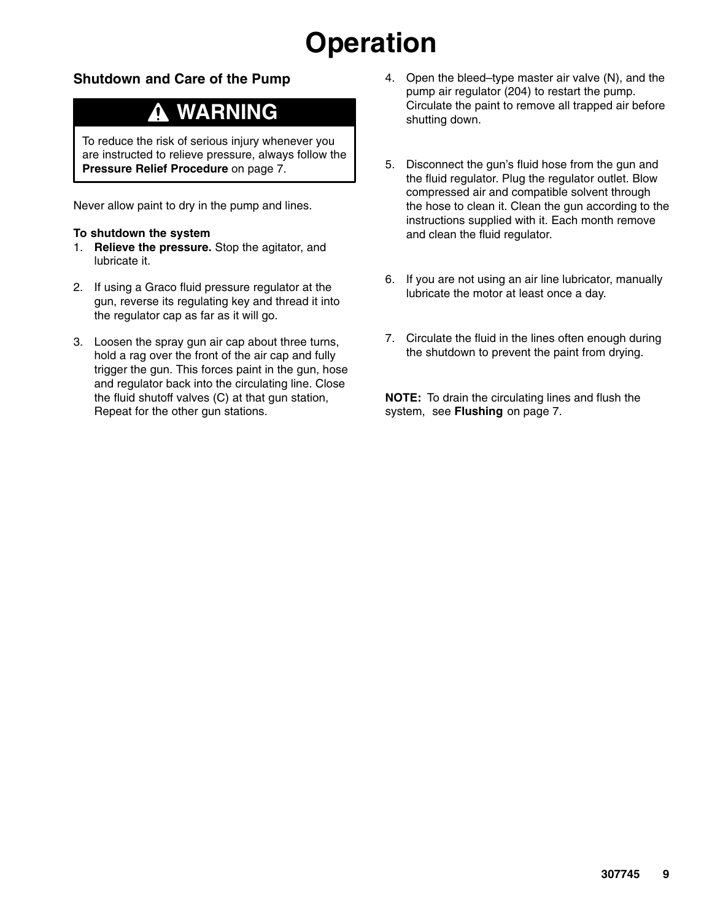# Operation

## Shutdown and Care of the Pump

**⚠ WARNING**

To reduce the risk of serious injury whenever you are instructed to relieve pressure, always follow the **Pressure Relief Procedure** on page 7.

Never allow paint to dry in the pump and lines.

**To shutdown the system**

1. **Relieve the pressure.** Stop the agitator, and lubricate it.

2. If using a Graco fluid pressure regulator at the gun, reverse its regulating key and thread it into the regulator cap as far as it will go.

3. Loosen the spray gun air cap about three turns, hold a rag over the front of the air cap and fully trigger the gun. This forces paint in the gun, hose and regulator back into the circulating line. Close the fluid shutoff valves (C) at that gun station, Repeat for the other gun stations.

4. Open the bleed–type master air valve (N), and the pump air regulator (204) to restart the pump. Circulate the paint to remove all trapped air before shutting down.

5. Disconnect the gun's fluid hose from the gun and the fluid regulator. Plug the regulator outlet. Blow compressed air and compatible solvent through the hose to clean it. Clean the gun according to the instructions supplied with it. Each month remove and clean the fluid regulator.

6. If you are not using an air line lubricator, manually lubricate the motor at least once a day.

7. Circulate the fluid in the lines often enough during the shutdown to prevent the paint from drying.

**NOTE:** To drain the circulating lines and flush the system, see **Flushing** on page 7.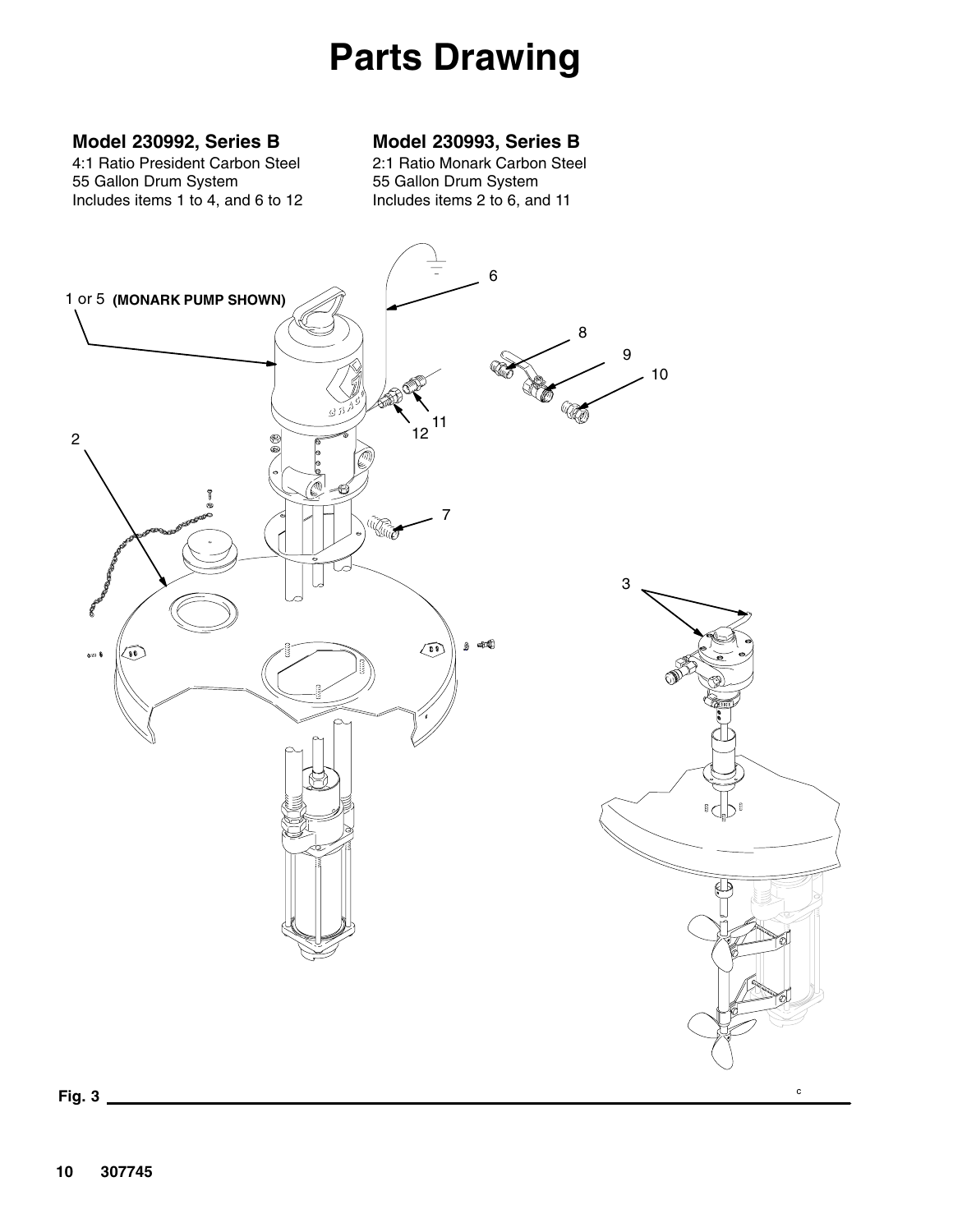# Parts Drawing

**Model 230992, Series B**
4:1 Ratio President Carbon Steel
55 Gallon Drum System
Includes items 1 to 4, and 6 to 12

**Model 230993, Series B**
2:1 Ratio Monark Carbon Steel
55 Gallon Drum System
Includes items 2 to 6, and 11

1 or 5 **(MONARK PUMP SHOWN)**

**Fig. 3**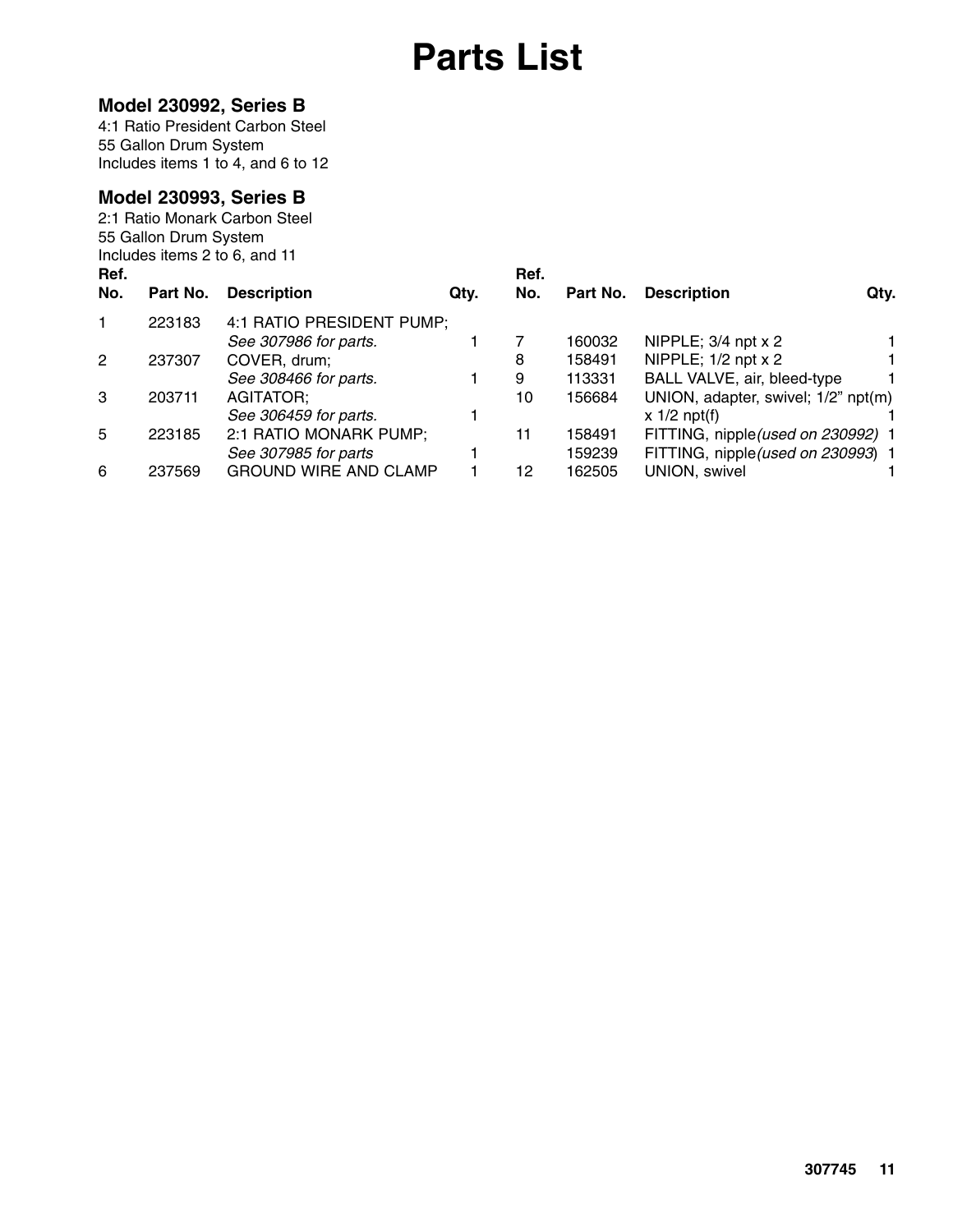# Parts List

### Model 230992, Series B

4:1 Ratio President Carbon Steel
55 Gallon Drum System
Includes items 1 to 4, and 6 to 12

### Model 230993, Series B

2:1 Ratio Monark Carbon Steel
55 Gallon Drum System
Includes items 2 to 6, and 11

| Ref. No. | Part No. | Description | Qty. |
|---|---|---|---|
| 1 | 223183 | 4:1 RATIO PRESIDENT PUMP; *See 307986 for parts.* | 1 |
| 2 | 237307 | COVER, drum; *See 308466 for parts.* | 1 |
| 3 | 203711 | AGITATOR; *See 306459 for parts.* | 1 |
| 5 | 223185 | 2:1 RATIO MONARK PUMP; *See 307985 for parts* | 1 |
| 6 | 237569 | GROUND WIRE AND CLAMP | 1 |
| 7 | 160032 | NIPPLE; 3/4 npt x 2 | 1 |
| 8 | 158491 | NIPPLE; 1/2 npt x 2 | 1 |
| 9 | 113331 | BALL VALVE, air, bleed-type | 1 |
| 10 | 156684 | UNION, adapter, swivel; 1/2" npt(m) x 1/2 npt(f) | 1 |
| 11 | 158491 | FITTING, nipple *(used on 230992)* | 1 |
| | 159239 | FITTING, nipple *(used on 230993)* | 1 |
| 12 | 162505 | UNION, swivel | 1 |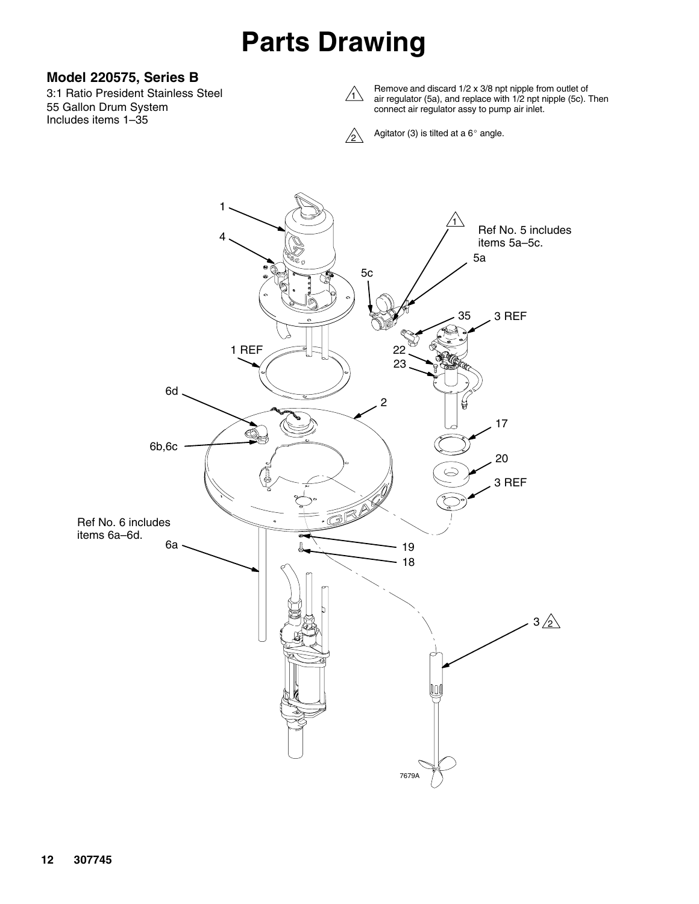# Parts Drawing

## Model 220575, Series B

3:1 Ratio President Stainless Steel
55 Gallon Drum System
Includes items 1–35

1. Remove and discard 1/2 x 3/8 npt nipple from outlet of air regulator (5a), and replace with 1/2 npt nipple (5c). Then connect air regulator assy to pump air inlet.

2. Agitator (3) is tilted at a 6° angle.

Ref No. 5 includes items 5a–5c.

Ref No. 6 includes items 6a–6d.

7679A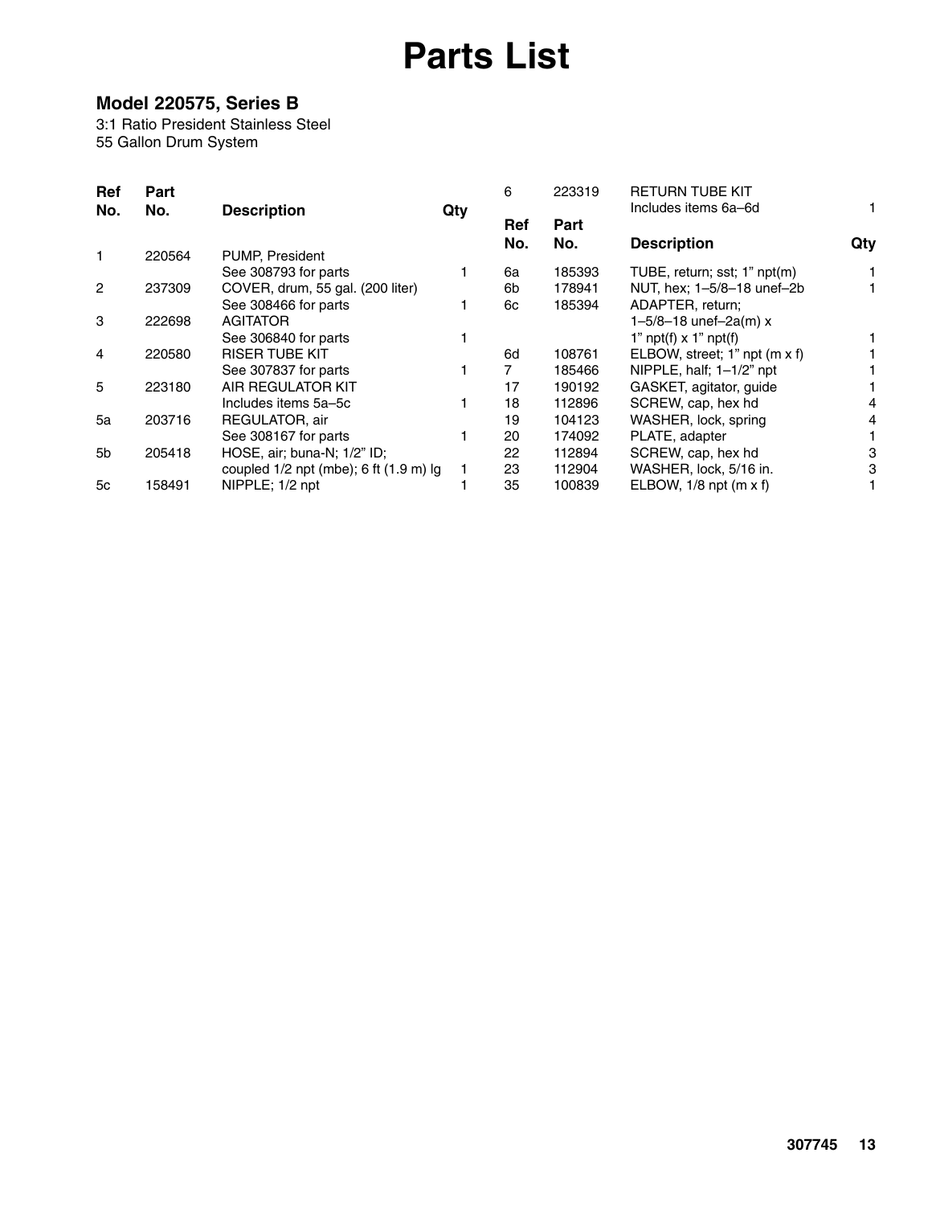# Parts List

## Model 220575, Series B

3:1 Ratio President Stainless Steel
55 Gallon Drum System

| Ref No. | Part No. | Description | Qty |
|---|---|---|---|
| 1 | 220564 | PUMP, President<br>See 308793 for parts | 1 |
| 2 | 237309 | COVER, drum, 55 gal. (200 liter)<br>See 308466 for parts | 1 |
| 3 | 222698 | AGITATOR<br>See 306840 for parts | 1 |
| 4 | 220580 | RISER TUBE KIT<br>See 307837 for parts | 1 |
| 5 | 223180 | AIR REGULATOR KIT<br>Includes items 5a–5c | 1 |
| 5a | 203716 | REGULATOR, air<br>See 308167 for parts | 1 |
| 5b | 205418 | HOSE, air; buna-N; 1/2" ID;<br>coupled 1/2 npt (mbe); 6 ft (1.9 m) lg | 1 |
| 5c | 158491 | NIPPLE; 1/2 npt | 1 |
| 6 | 223319 | RETURN TUBE KIT<br>Includes items 6a–6d | 1 |
| 6a | 185393 | TUBE, return; sst; 1" npt(m) | 1 |
| 6b | 178941 | NUT, hex; 1–5/8–18 unef–2b | 1 |
| 6c | 185394 | ADAPTER, return;<br>1–5/8–18 unef–2a(m) x<br>1" npt(f) x 1" npt(f) | 1 |
| 6d | 108761 | ELBOW, street; 1" npt (m x f) | 1 |
| 7 | 185466 | NIPPLE, half; 1–1/2" npt | 1 |
| 17 | 190192 | GASKET, agitator, guide | 1 |
| 18 | 112896 | SCREW, cap, hex hd | 4 |
| 19 | 104123 | WASHER, lock, spring | 4 |
| 20 | 174092 | PLATE, adapter | 1 |
| 22 | 112894 | SCREW, cap, hex hd | 3 |
| 23 | 112904 | WASHER, lock, 5/16 in. | 3 |
| 35 | 100839 | ELBOW, 1/8 npt (m x f) | 1 |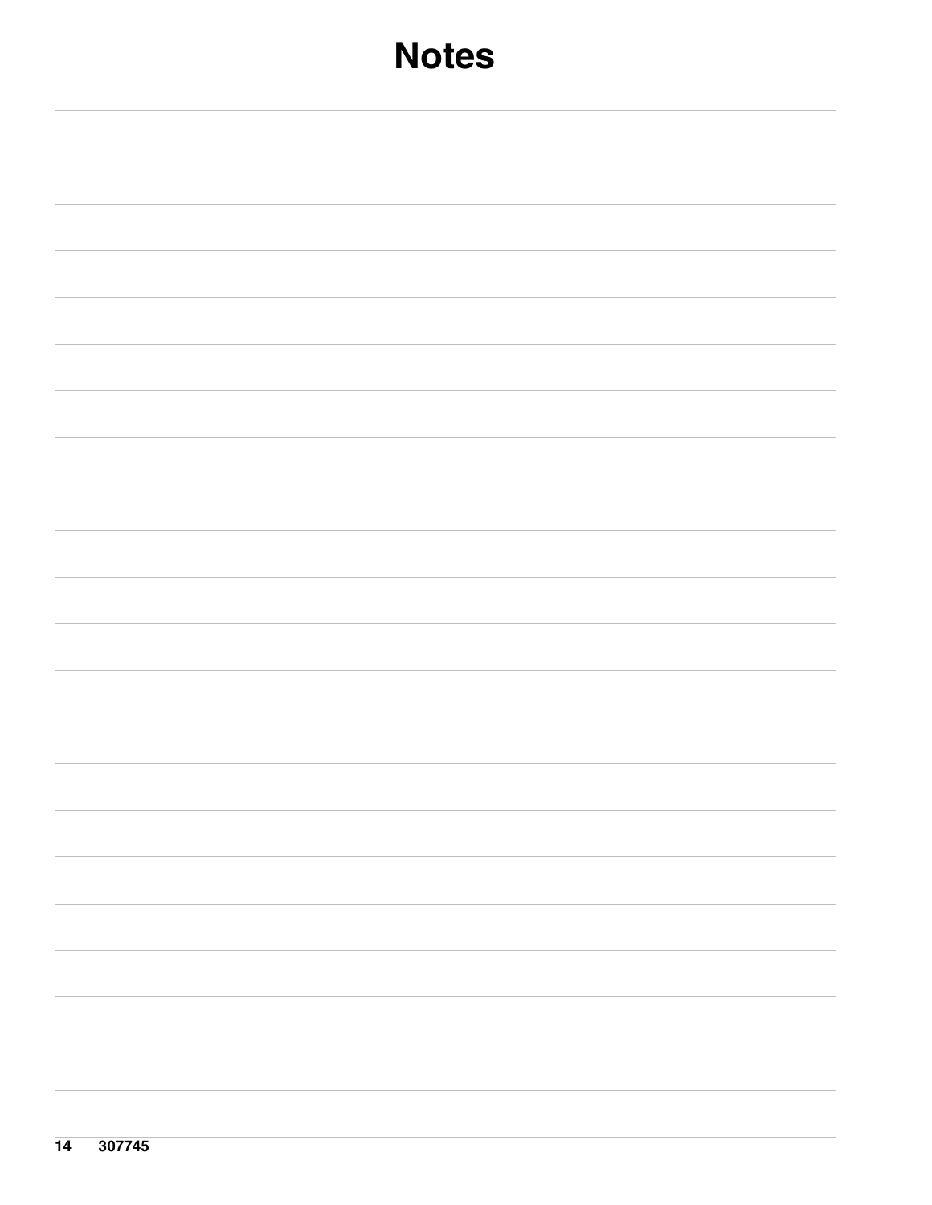# Notes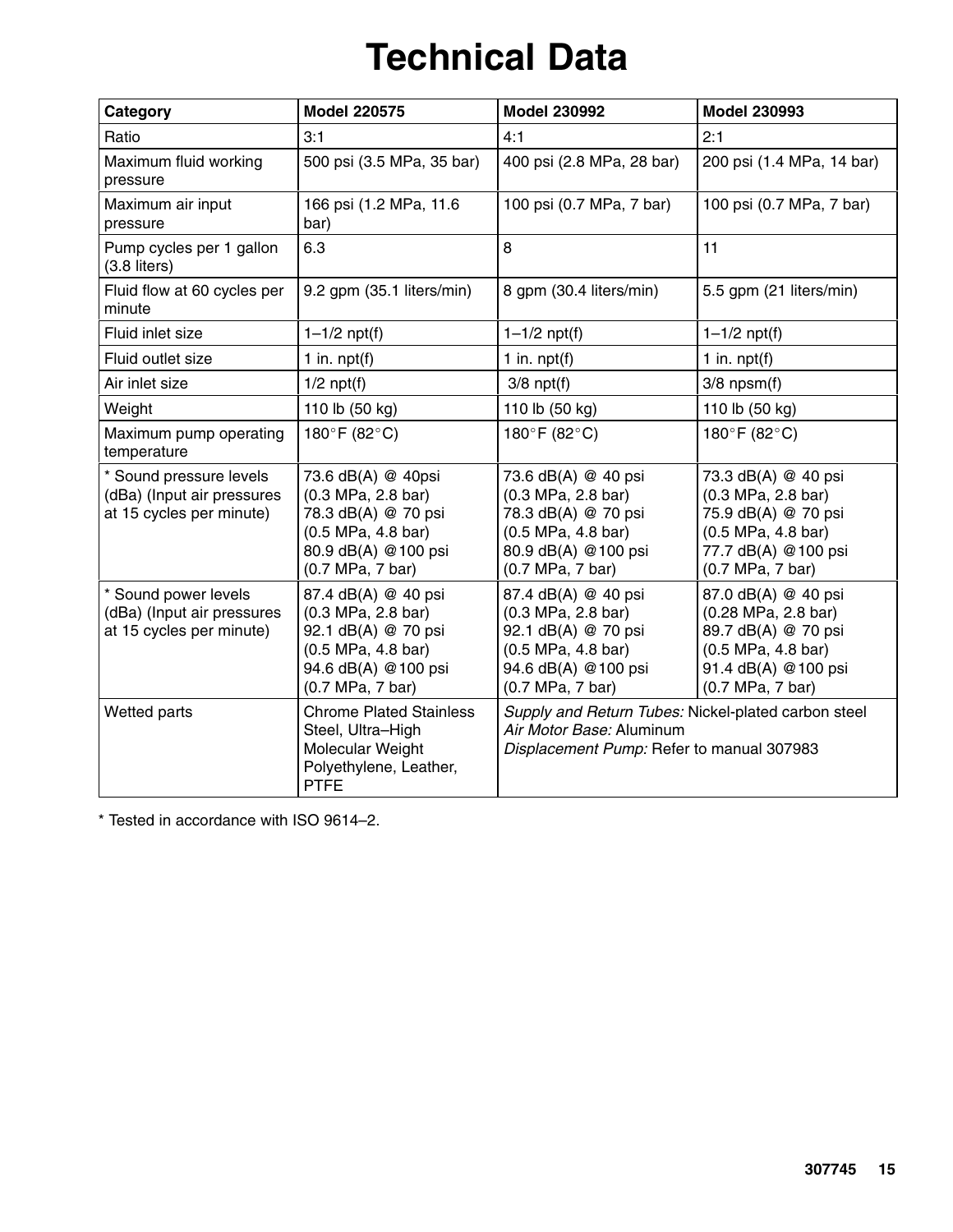# Technical Data

| Category | Model 220575 | Model 230992 | Model 230993 |
|---|---|---|---|
| Ratio | 3:1 | 4:1 | 2:1 |
| Maximum fluid working pressure | 500 psi (3.5 MPa, 35 bar) | 400 psi (2.8 MPa, 28 bar) | 200 psi (1.4 MPa, 14 bar) |
| Maximum air input pressure | 166 psi (1.2 MPa, 11.6 bar) | 100 psi (0.7 MPa, 7 bar) | 100 psi (0.7 MPa, 7 bar) |
| Pump cycles per 1 gallon (3.8 liters) | 6.3 | 8 | 11 |
| Fluid flow at 60 cycles per minute | 9.2 gpm (35.1 liters/min) | 8 gpm (30.4 liters/min) | 5.5 gpm (21 liters/min) |
| Fluid inlet size | 1–1/2 npt(f) | 1–1/2 npt(f) | 1–1/2 npt(f) |
| Fluid outlet size | 1 in. npt(f) | 1 in. npt(f) | 1 in. npt(f) |
| Air inlet size | 1/2 npt(f) | 3/8 npt(f) | 3/8 npsm(f) |
| Weight | 110 lb (50 kg) | 110 lb (50 kg) | 110 lb (50 kg) |
| Maximum pump operating temperature | 180°F (82°C) | 180°F (82°C) | 180°F (82°C) |
| * Sound pressure levels (dBa) (Input air pressures at 15 cycles per minute) | 73.6 dB(A) @ 40psi (0.3 MPa, 2.8 bar) 78.3 dB(A) @ 70 psi (0.5 MPa, 4.8 bar) 80.9 dB(A) @100 psi (0.7 MPa, 7 bar) | 73.6 dB(A) @ 40 psi (0.3 MPa, 2.8 bar) 78.3 dB(A) @ 70 psi (0.5 MPa, 4.8 bar) 80.9 dB(A) @100 psi (0.7 MPa, 7 bar) | 73.3 dB(A) @ 40 psi (0.3 MPa, 2.8 bar) 75.9 dB(A) @ 70 psi (0.5 MPa, 4.8 bar) 77.7 dB(A) @100 psi (0.7 MPa, 7 bar) |
| * Sound power levels (dBa) (Input air pressures at 15 cycles per minute) | 87.4 dB(A) @ 40 psi (0.3 MPa, 2.8 bar) 92.1 dB(A) @ 70 psi (0.5 MPa, 4.8 bar) 94.6 dB(A) @100 psi (0.7 MPa, 7 bar) | 87.4 dB(A) @ 40 psi (0.3 MPa, 2.8 bar) 92.1 dB(A) @ 70 psi (0.5 MPa, 4.8 bar) 94.6 dB(A) @100 psi (0.7 MPa, 7 bar) | 87.0 dB(A) @ 40 psi (0.28 MPa, 2.8 bar) 89.7 dB(A) @ 70 psi (0.5 MPa, 4.8 bar) 91.4 dB(A) @100 psi (0.7 MPa, 7 bar) |
| Wetted parts | Chrome Plated Stainless Steel, Ultra–High Molecular Weight Polyethylene, Leather, PTFE | *Supply and Return Tubes:* Nickel-plated carbon steel *Air Motor Base:* Aluminum *Displacement Pump:* Refer to manual 307983 | |

* Tested in accordance with ISO 9614–2.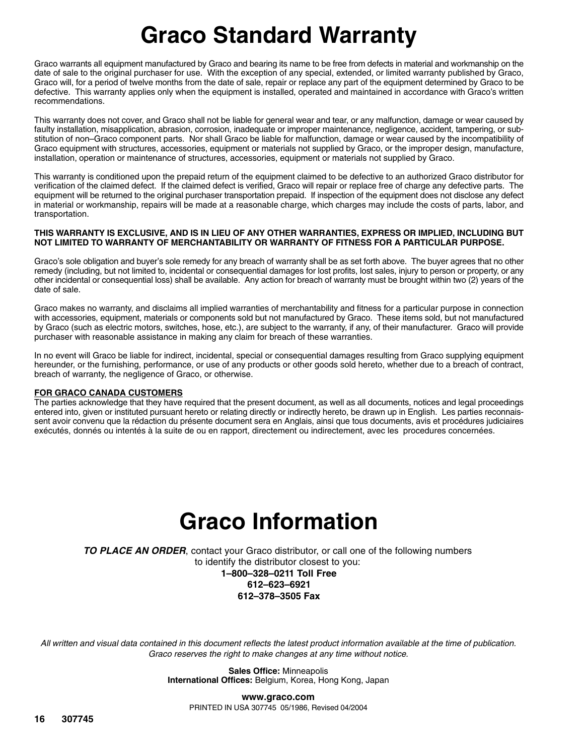# Graco Standard Warranty

Graco warrants all equipment manufactured by Graco and bearing its name to be free from defects in material and workmanship on the date of sale to the original purchaser for use. With the exception of any special, extended, or limited warranty published by Graco, Graco will, for a period of twelve months from the date of sale, repair or replace any part of the equipment determined by Graco to be defective. This warranty applies only when the equipment is installed, operated and maintained in accordance with Graco's written recommendations.

This warranty does not cover, and Graco shall not be liable for general wear and tear, or any malfunction, damage or wear caused by faulty installation, misapplication, abrasion, corrosion, inadequate or improper maintenance, negligence, accident, tampering, or substitution of non–Graco component parts. Nor shall Graco be liable for malfunction, damage or wear caused by the incompatibility of Graco equipment with structures, accessories, equipment or materials not supplied by Graco, or the improper design, manufacture, installation, operation or maintenance of structures, accessories, equipment or materials not supplied by Graco.

This warranty is conditioned upon the prepaid return of the equipment claimed to be defective to an authorized Graco distributor for verification of the claimed defect. If the claimed defect is verified, Graco will repair or replace free of charge any defective parts. The equipment will be returned to the original purchaser transportation prepaid. If inspection of the equipment does not disclose any defect in material or workmanship, repairs will be made at a reasonable charge, which charges may include the costs of parts, labor, and transportation.

**THIS WARRANTY IS EXCLUSIVE, AND IS IN LIEU OF ANY OTHER WARRANTIES, EXPRESS OR IMPLIED, INCLUDING BUT NOT LIMITED TO WARRANTY OF MERCHANTABILITY OR WARRANTY OF FITNESS FOR A PARTICULAR PURPOSE.**

Graco's sole obligation and buyer's sole remedy for any breach of warranty shall be as set forth above. The buyer agrees that no other remedy (including, but not limited to, incidental or consequential damages for lost profits, lost sales, injury to person or property, or any other incidental or consequential loss) shall be available. Any action for breach of warranty must be brought within two (2) years of the date of sale.

Graco makes no warranty, and disclaims all implied warranties of merchantability and fitness for a particular purpose in connection with accessories, equipment, materials or components sold but not manufactured by Graco. These items sold, but not manufactured by Graco (such as electric motors, switches, hose, etc.), are subject to the warranty, if any, of their manufacturer. Graco will provide purchaser with reasonable assistance in making any claim for breach of these warranties.

In no event will Graco be liable for indirect, incidental, special or consequential damages resulting from Graco supplying equipment hereunder, or the furnishing, performance, or use of any products or other goods sold hereto, whether due to a breach of contract, breach of warranty, the negligence of Graco, or otherwise.

**FOR GRACO CANADA CUSTOMERS**

The parties acknowledge that they have required that the present document, as well as all documents, notices and legal proceedings entered into, given or instituted pursuant hereto or relating directly or indirectly hereto, be drawn up in English. Les parties reconnaissent avoir convenu que la rédaction du présente document sera en Anglais, ainsi que tous documents, avis et procédures judiciaires exécutés, donnés ou intentés à la suite de ou en rapport, directement ou indirectement, avec les procedures concernées.

# Graco Information

***TO PLACE AN ORDER***, contact your Graco distributor, or call one of the following numbers to identify the distributor closest to you:

**1–800–328–0211 Toll Free**
**612–623–6921**
**612–378–3505 Fax**

*All written and visual data contained in this document reflects the latest product information available at the time of publication. Graco reserves the right to make changes at any time without notice.*

**Sales Office:** Minneapolis
**International Offices:** Belgium, Korea, Hong Kong, Japan

**www.graco.com**

PRINTED IN USA 307745 05/1986, Revised 04/2004